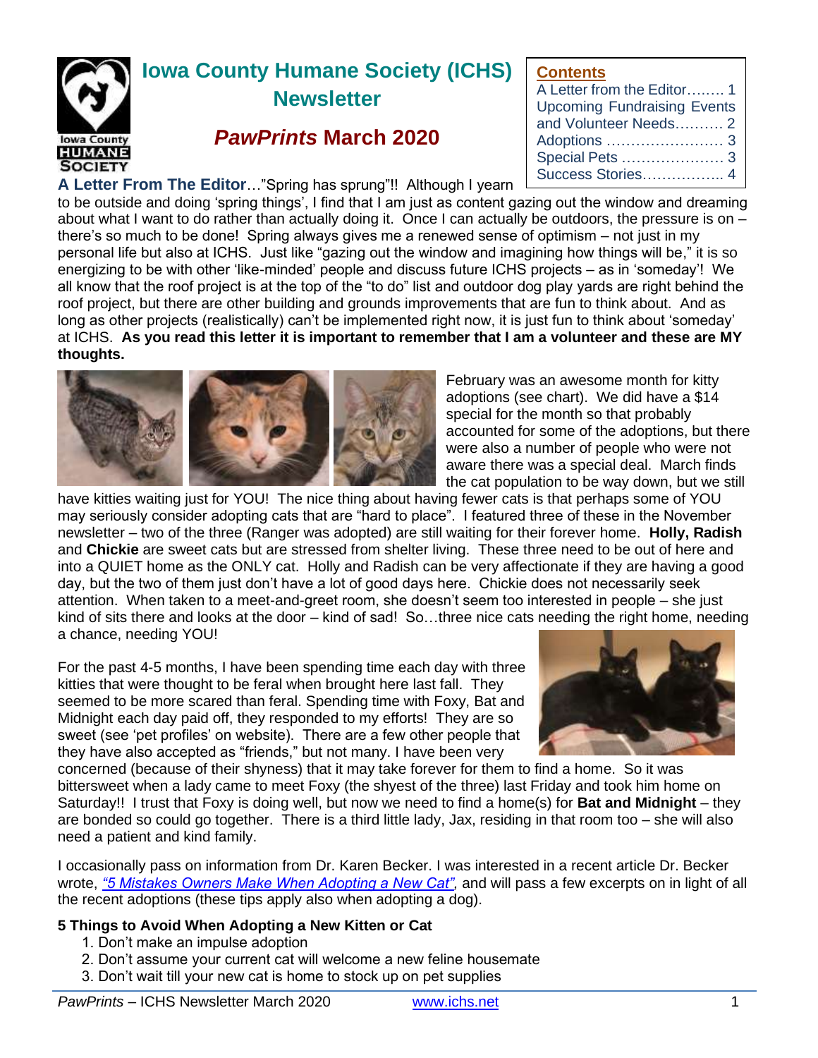# Iowa County Humane Society (ICHS) Newsletter

## *PawPrints* March 2020

**Contents**

- A Letter from the Editor........ 1
- Upcoming Fundraising Events and Volunteer Needs.......... 2
- Adoptions ........................ 3
- Special Pets ..................... 3
- Success Stories................. 4

**A Letter From The Editor**…"Spring has sprung"!! Although I yearn to be outside and doing 'spring things', I find that I am just as content gazing out the window and dreaming about what I want to do rather than actually doing it. Once I can actually be outdoors, the pressure is on – there's so much to be done! Spring always gives me a renewed sense of optimism – not just in my personal life but also at ICHS. Just like "gazing out the window and imagining how things will be," it is so energizing to be with other 'like-minded' people and discuss future ICHS projects – as in 'someday'! We all know that the roof project is at the top of the "to do" list and outdoor dog play yards are right behind the roof project, but there are other building and grounds improvements that are fun to think about. And as long as other projects (realistically) can't be implemented right now, it is just fun to think about 'someday' at ICHS. **As you read this letter it is important to remember that I am a volunteer and these are MY thoughts.**

February was an awesome month for kitty adoptions (see chart). We did have a $14 special for the month so that probably accounted for some of the adoptions, but there were also a number of people who were not aware there was a special deal. March finds the cat population to be way down, but we still have kitties waiting just for YOU! The nice thing about having fewer cats is that perhaps some of YOU may seriously consider adopting cats that are "hard to place". I featured three of these in the November newsletter – two of the three (Ranger was adopted) are still waiting for their forever home. **Holly, Radish** and **Chickie** are sweet cats but are stressed from shelter living. These three need to be out of here and into a QUIET home as the ONLY cat. Holly and Radish can be very affectionate if they are having a good day, but the two of them just don't have a lot of good days here. Chickie does not necessarily seek attention. When taken to a meet-and-greet room, she doesn't seem too interested in people – she just kind of sits there and looks at the door – kind of sad! So…three nice cats needing the right home, needing a chance, needing YOU!

For the past 4-5 months, I have been spending time each day with three kitties that were thought to be feral when brought here last fall. They seemed to be more scared than feral. Spending time with Foxy, Bat and Midnight each day paid off, they responded to my efforts! They are so sweet (see 'pet profiles' on website). There are a few other people that they have also accepted as "friends," but not many. I have been very concerned (because of their shyness) that it may take forever for them to find a home. So it was bittersweet when a lady came to meet Foxy (the shyest of the three) last Friday and took him home on Saturday!! I trust that Foxy is doing well, but now we need to find a home(s) for **Bat and Midnight** – they are bonded so could go together. There is a third little lady, Jax, residing in that room too – she will also need a patient and kind family.

I occasionally pass on information from Dr. Karen Becker. I was interested in a recent article Dr. Becker wrote, *"5 Mistakes Owners Make When Adopting a New Cat",* and will pass a few excerpts on in light of all the recent adoptions (these tips apply also when adopting a dog).

**5 Things to Avoid When Adopting a New Kitten or Cat**

1. Don't make an impulse adoption
2. Don't assume your current cat will welcome a new feline housemate
3. Don't wait till your new cat is home to stock up on pet supplies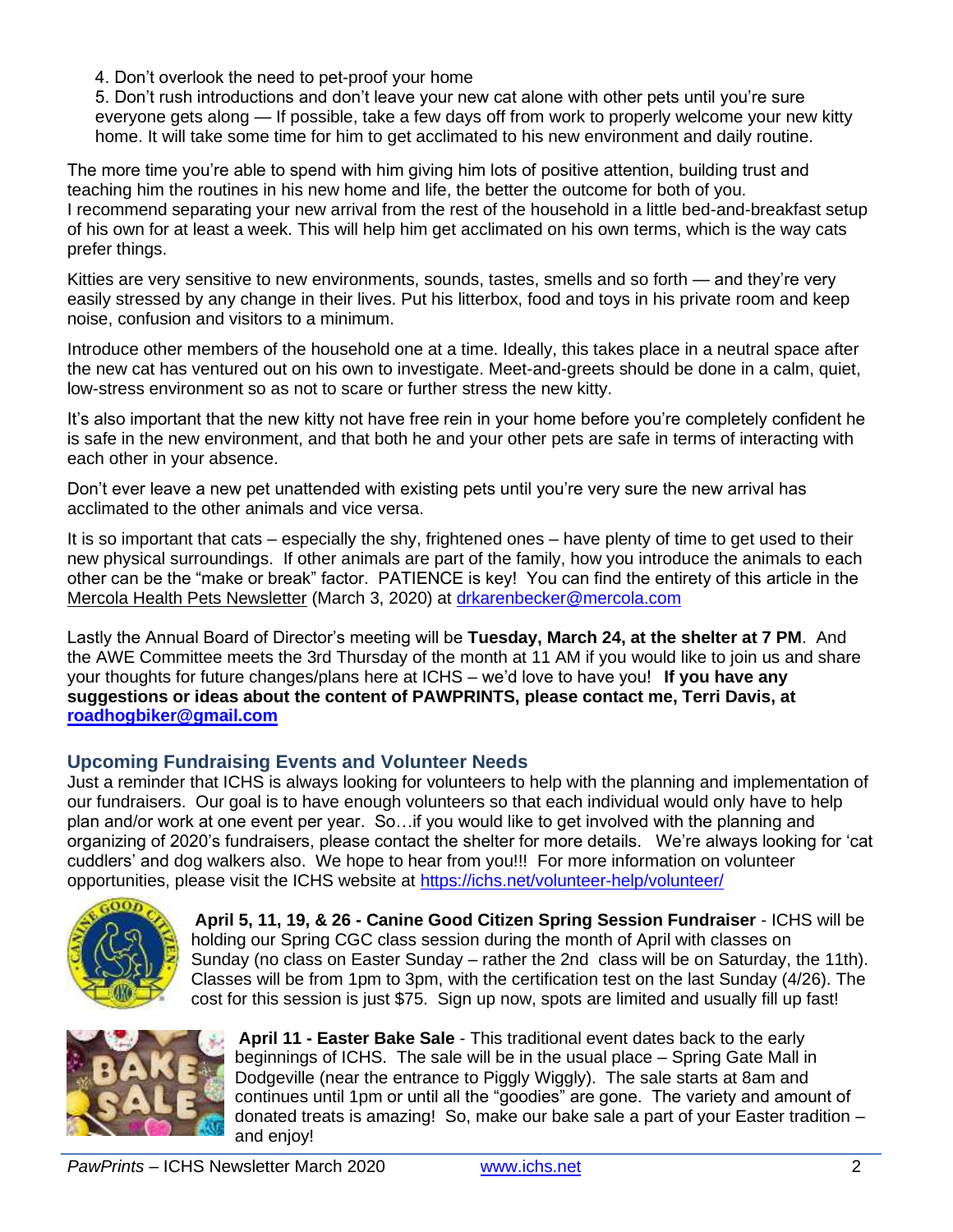4. Don't overlook the need to pet-proof your home
5. Don't rush introductions and don't leave your new cat alone with other pets until you're sure everyone gets along — If possible, take a few days off from work to properly welcome your new kitty home. It will take some time for him to get acclimated to his new environment and daily routine.

The more time you're able to spend with him giving him lots of positive attention, building trust and teaching him the routines in his new home and life, the better the outcome for both of you.
I recommend separating your new arrival from the rest of the household in a little bed-and-breakfast setup of his own for at least a week. This will help him get acclimated on his own terms, which is the way cats prefer things.

Kitties are very sensitive to new environments, sounds, tastes, smells and so forth — and they're very easily stressed by any change in their lives. Put his litterbox, food and toys in his private room and keep noise, confusion and visitors to a minimum.

Introduce other members of the household one at a time. Ideally, this takes place in a neutral space after the new cat has ventured out on his own to investigate. Meet-and-greets should be done in a calm, quiet, low-stress environment so as not to scare or further stress the new kitty.

It's also important that the new kitty not have free rein in your home before you're completely confident he is safe in the new environment, and that both he and your other pets are safe in terms of interacting with each other in your absence.

Don't ever leave a new pet unattended with existing pets until you're very sure the new arrival has acclimated to the other animals and vice versa.

It is so important that cats – especially the shy, frightened ones – have plenty of time to get used to their new physical surroundings. If other animals are part of the family, how you introduce the animals to each other can be the "make or break" factor. PATIENCE is key! You can find the entirety of this article in the Mercola Health Pets Newsletter (March 3, 2020) at drkarenbecker@mercola.com

Lastly the Annual Board of Director's meeting will be **Tuesday, March 24, at the shelter at 7 PM**. And the AWE Committee meets the 3rd Thursday of the month at 11 AM if you would like to join us and share your thoughts for future changes/plans here at ICHS – we'd love to have you! **If you have any suggestions or ideas about the content of PAWPRINTS, please contact me, Terri Davis, at roadhogbiker@gmail.com**

## Upcoming Fundraising Events and Volunteer Needs

Just a reminder that ICHS is always looking for volunteers to help with the planning and implementation of our fundraisers. Our goal is to have enough volunteers so that each individual would only have to help plan and/or work at one event per year. So…if you would like to get involved with the planning and organizing of 2020's fundraisers, please contact the shelter for more details. We're always looking for 'cat cuddlers' and dog walkers also. We hope to hear from you!!! For more information on volunteer opportunities, please visit the ICHS website at https://ichs.net/volunteer-help/volunteer/

**April 5, 11, 19, & 26 - Canine Good Citizen Spring Session Fundraiser** - ICHS will be holding our Spring CGC class session during the month of April with classes on Sunday (no class on Easter Sunday – rather the 2nd class will be on Saturday, the 11th). Classes will be from 1pm to 3pm, with the certification test on the last Sunday (4/26). The cost for this session is just $75. Sign up now, spots are limited and usually fill up fast!

**April 11 - Easter Bake Sale** - This traditional event dates back to the early beginnings of ICHS. The sale will be in the usual place – Spring Gate Mall in Dodgeville (near the entrance to Piggly Wiggly). The sale starts at 8am and continues until 1pm or until all the "goodies" are gone. The variety and amount of donated treats is amazing! So, make our bake sale a part of your Easter tradition – and enjoy!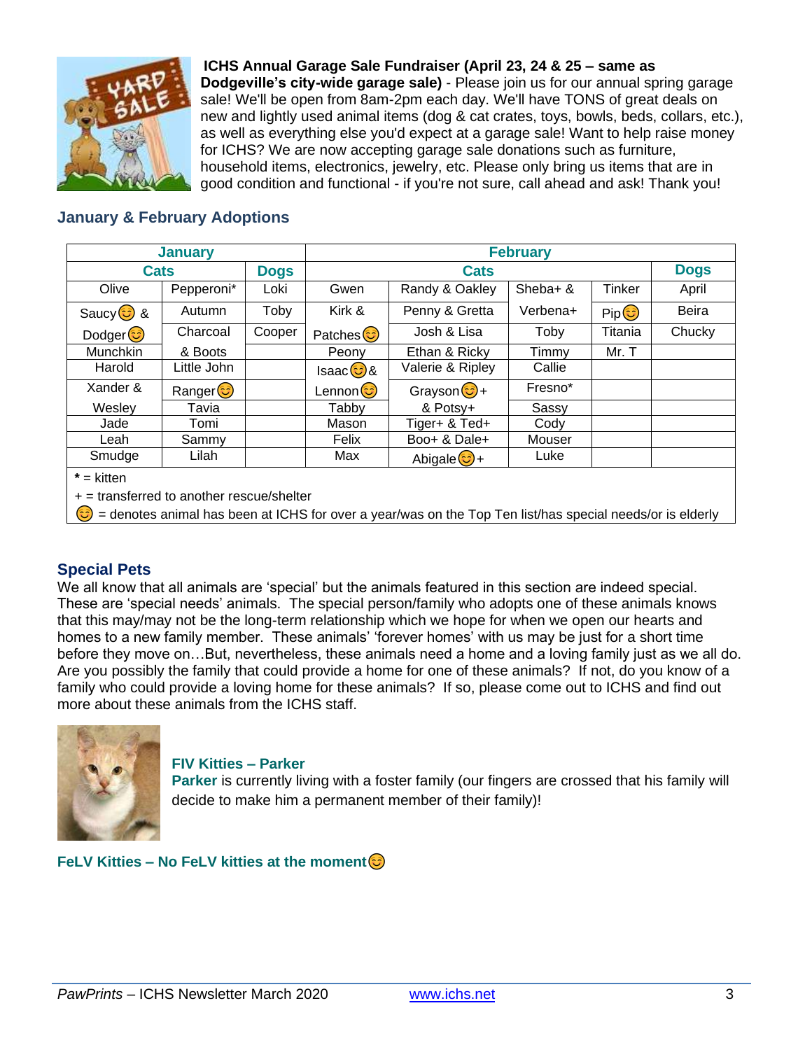**ICHS Annual Garage Sale Fundraiser (April 23, 24 & 25 – same as Dodgeville's city-wide garage sale)** - Please join us for our annual spring garage sale! We'll be open from 8am-2pm each day. We'll have TONS of great deals on new and lightly used animal items (dog & cat crates, toys, bowls, beds, collars, etc.), as well as everything else you'd expect at a garage sale! Want to help raise money for ICHS? We are now accepting garage sale donations such as furniture, household items, electronics, jewelry, etc. Please only bring us items that are in good condition and functional - if you're not sure, call ahead and ask! Thank you!

## January & February Adoptions

| January | | | February | | | | |
|---|---|---|---|---|---|---|---|
| Cats | | Dogs | Cats | | | | Dogs |
| Olive | Pepperoni* | Loki | Gwen | Randy & Oakley | Sheba+ & | Tinker | April |
| Saucy 😊 & | Autumn | Toby | Kirk & | Penny & Gretta | Verbena+ | Pip 😊 | Beira |
| Dodger 😊 | Charcoal | Cooper | Patches 😊 | Josh & Lisa | Toby | Titania | Chucky |
| Munchkin | & Boots | | Peony | Ethan & Ricky | Timmy | Mr. T | |
| Harold | Little John | | Isaac 😊 & | Valerie & Ripley | Callie | | |
| Xander & | Ranger 😊 | | Lennon 😊 | Grayson 😊 + | Fresno* | | |
| Wesley | Tavia | | Tabby | & Potsy+ | Sassy | | |
| Jade | Tomi | | Mason | Tiger+ & Ted+ | Cody | | |
| Leah | Sammy | | Felix | Boo+ & Dale+ | Mouser | | |
| Smudge | Lilah | | Max | Abigale 😊 + | Luke | | |

**\*** = kitten

+ = transferred to another rescue/shelter

😊 = denotes animal has been at ICHS for over a year/was on the Top Ten list/has special needs/or is elderly

## Special Pets

We all know that all animals are 'special' but the animals featured in this section are indeed special. These are 'special needs' animals. The special person/family who adopts one of these animals knows that this may/may not be the long-term relationship which we hope for when we open our hearts and homes to a new family member. These animals' 'forever homes' with us may be just for a short time before they move on…But, nevertheless, these animals need a home and a loving family just as we all do. Are you possibly the family that could provide a home for one of these animals? If not, do you know of a family who could provide a loving home for these animals? If so, please come out to ICHS and find out more about these animals from the ICHS staff.

### FIV Kitties – Parker

**Parker** is currently living with a foster family (our fingers are crossed that his family will decide to make him a permanent member of their family)!

### FeLV Kitties – No FeLV kitties at the moment 😊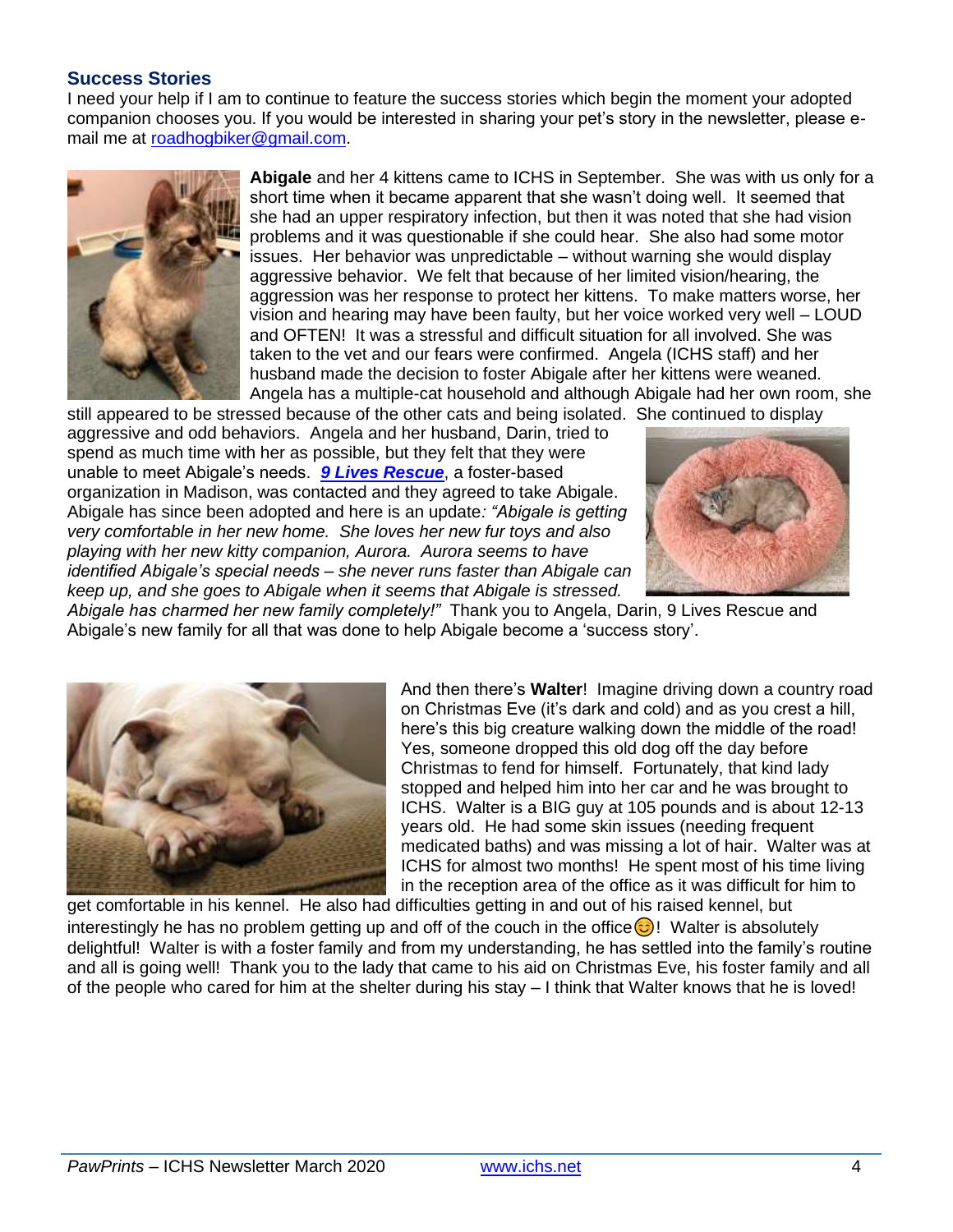### Success Stories

I need your help if I am to continue to feature the success stories which begin the moment your adopted companion chooses you. If you would be interested in sharing your pet's story in the newsletter, please e-mail me at roadhogbiker@gmail.com.

**Abigale** and her 4 kittens came to ICHS in September. She was with us only for a short time when it became apparent that she wasn't doing well. It seemed that she had an upper respiratory infection, but then it was noted that she had vision problems and it was questionable if she could hear. She also had some motor issues. Her behavior was unpredictable – without warning she would display aggressive behavior. We felt that because of her limited vision/hearing, the aggression was her response to protect her kittens. To make matters worse, her vision and hearing may have been faulty, but her voice worked very well – LOUD and OFTEN! It was a stressful and difficult situation for all involved. She was taken to the vet and our fears were confirmed. Angela (ICHS staff) and her husband made the decision to foster Abigale after her kittens were weaned. Angela has a multiple-cat household and although Abigale had her own room, she still appeared to be stressed because of the other cats and being isolated. She continued to display aggressive and odd behaviors. Angela and her husband, Darin, tried to spend as much time with her as possible, but they felt that they were unable to meet Abigale's needs. ***9 Lives Rescue***, a foster-based organization in Madison, was contacted and they agreed to take Abigale. Abigale has since been adopted and here is an update*: "Abigale is getting very comfortable in her new home. She loves her new fur toys and also playing with her new kitty companion, Aurora. Aurora seems to have identified Abigale's special needs – she never runs faster than Abigale can keep up, and she goes to Abigale when it seems that Abigale is stressed. Abigale has charmed her new family completely!"* Thank you to Angela, Darin, 9 Lives Rescue and Abigale's new family for all that was done to help Abigale become a 'success story'.

And then there's **Walter**! Imagine driving down a country road on Christmas Eve (it's dark and cold) and as you crest a hill, here's this big creature walking down the middle of the road! Yes, someone dropped this old dog off the day before Christmas to fend for himself. Fortunately, that kind lady stopped and helped him into her car and he was brought to ICHS. Walter is a BIG guy at 105 pounds and is about 12-13 years old. He had some skin issues (needing frequent medicated baths) and was missing a lot of hair. Walter was at ICHS for almost two months! He spent most of his time living in the reception area of the office as it was difficult for him to get comfortable in his kennel. He also had difficulties getting in and out of his raised kennel, but interestingly he has no problem getting up and off of the couch in the office😊! Walter is absolutely delightful! Walter is with a foster family and from my understanding, he has settled into the family's routine and all is going well! Thank you to the lady that came to his aid on Christmas Eve, his foster family and all of the people who cared for him at the shelter during his stay – I think that Walter knows that he is loved!